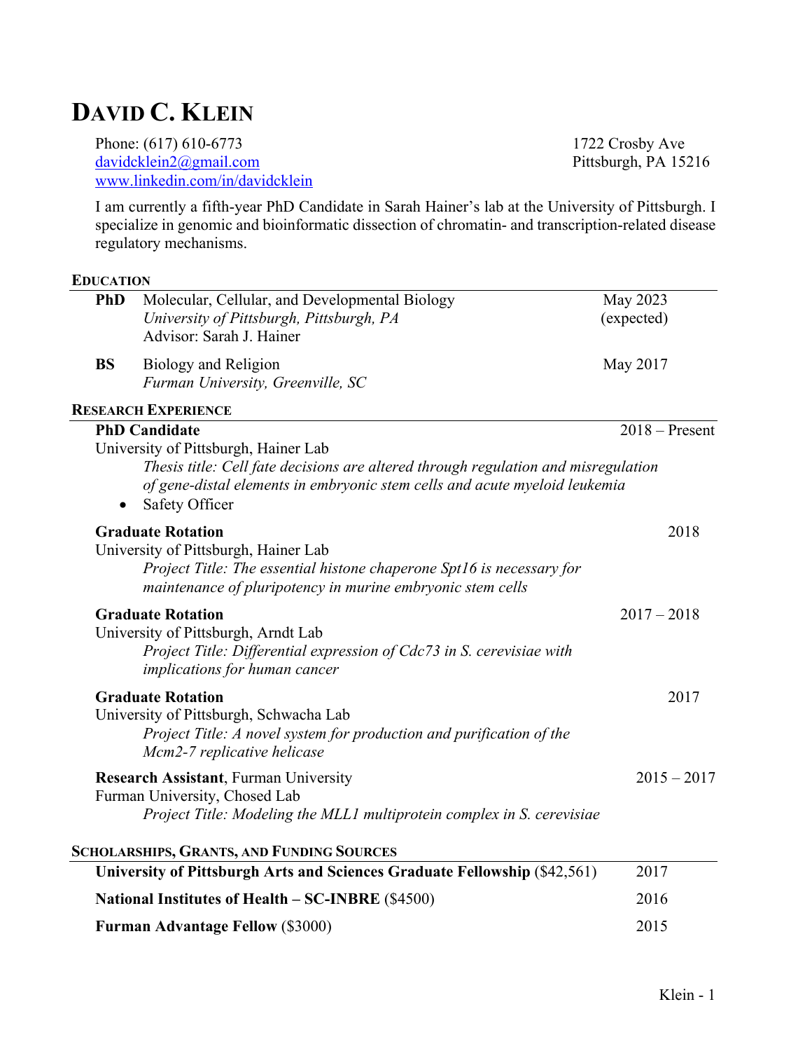# DAVID C. KLEIN

Phone: (617) 610-6773
davidcklein2@gmail.com
www.linkedin.com/in/davidcklein

1722 Crosby Ave
Pittsburgh, PA 15216

I am currently a fifth-year PhD Candidate in Sarah Hainer's lab at the University of Pittsburgh. I specialize in genomic and bioinformatic dissection of chromatin- and transcription-related disease regulatory mechanisms.

## EDUCATION

**PhD** Molecular, Cellular, and Developmental Biology — May 2023 (expected)
*University of Pittsburgh, Pittsburgh, PA*
Advisor: Sarah J. Hainer

**BS** Biology and Religion — May 2017
*Furman University, Greenville, SC*

## RESEARCH EXPERIENCE

**PhD Candidate** — 2018 – Present
University of Pittsburgh, Hainer Lab
*Thesis title: Cell fate decisions are altered through regulation and misregulation of gene-distal elements in embryonic stem cells and acute myeloid leukemia*

- Safety Officer

**Graduate Rotation** — 2018
University of Pittsburgh, Hainer Lab
*Project Title: The essential histone chaperone Spt16 is necessary for maintenance of pluripotency in murine embryonic stem cells*

**Graduate Rotation** — 2017 – 2018
University of Pittsburgh, Arndt Lab
*Project Title: Differential expression of Cdc73 in S. cerevisiae with implications for human cancer*

**Graduate Rotation** — 2017
University of Pittsburgh, Schwacha Lab
*Project Title: A novel system for production and purification of the Mcm2-7 replicative helicase*

**Research Assistant**, Furman University — 2015 – 2017
Furman University, Chosed Lab
*Project Title: Modeling the MLL1 multiprotein complex in S. cerevisiae*

## SCHOLARSHIPS, GRANTS, AND FUNDING SOURCES

**University of Pittsburgh Arts and Sciences Graduate Fellowship** ($42,561) — 2017

**National Institutes of Health – SC-INBRE** ($4500) — 2016

**Furman Advantage Fellow** ($3000) — 2015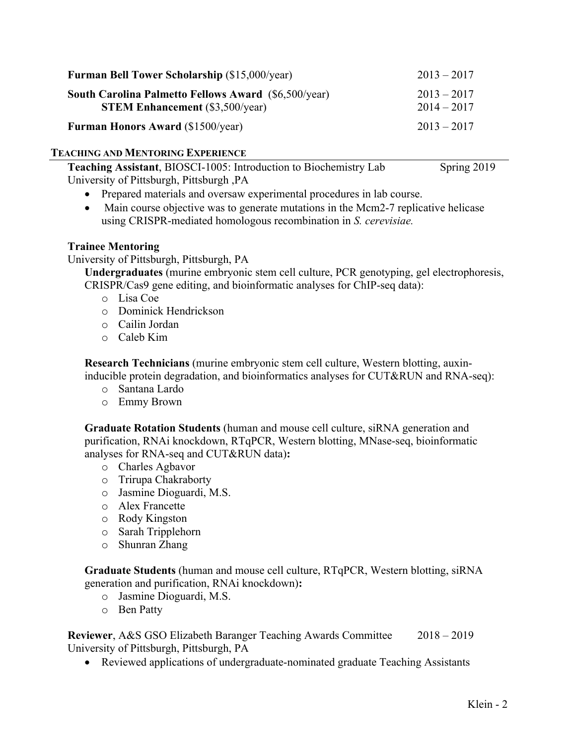**Furman Bell Tower Scholarship** ($15,000/year) 2013 – 2017

**South Carolina Palmetto Fellows Award** ($6,500/year) 2013 – 2017
**STEM Enhancement** ($3,500/year) 2014 – 2017

**Furman Honors Award** ($1500/year) 2013 – 2017

## TEACHING AND MENTORING EXPERIENCE

**Teaching Assistant**, BIOSCI-1005: Introduction to Biochemistry Lab Spring 2019
University of Pittsburgh, Pittsburgh ,PA

- Prepared materials and oversaw experimental procedures in lab course.
- Main course objective was to generate mutations in the Mcm2-7 replicative helicase using CRISPR-mediated homologous recombination in *S. cerevisiae.*

**Trainee Mentoring**
University of Pittsburgh, Pittsburgh, PA

**Undergraduates** (murine embryonic stem cell culture, PCR genotyping, gel electrophoresis, CRISPR/Cas9 gene editing, and bioinformatic analyses for ChIP-seq data):

- Lisa Coe
- Dominick Hendrickson
- Cailin Jordan
- Caleb Kim

**Research Technicians** (murine embryonic stem cell culture, Western blotting, auxin-inducible protein degradation, and bioinformatics analyses for CUT&RUN and RNA-seq):

- Santana Lardo
- Emmy Brown

**Graduate Rotation Students** (human and mouse cell culture, siRNA generation and purification, RNAi knockdown, RTqPCR, Western blotting, MNase-seq, bioinformatic analyses for RNA-seq and CUT&RUN data)**:**

- Charles Agbavor
- Trirupa Chakraborty
- Jasmine Dioguardi, M.S.
- Alex Francette
- Rody Kingston
- Sarah Tripplehorn
- Shunran Zhang

**Graduate Students** (human and mouse cell culture, RTqPCR, Western blotting, siRNA generation and purification, RNAi knockdown)**:**

- Jasmine Dioguardi, M.S.
- Ben Patty

**Reviewer**, A&S GSO Elizabeth Baranger Teaching Awards Committee 2018 – 2019
University of Pittsburgh, Pittsburgh, PA

- Reviewed applications of undergraduate-nominated graduate Teaching Assistants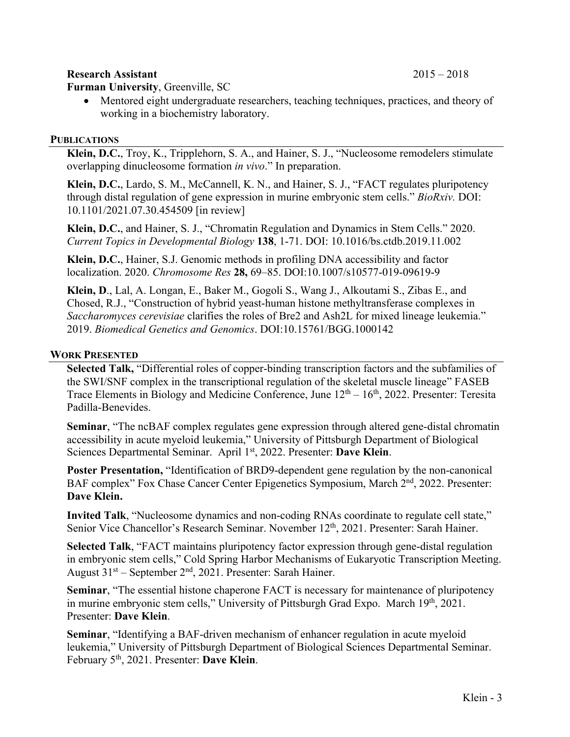**Research Assistant** 2015 – 2018

**Furman University**, Greenville, SC

- Mentored eight undergraduate researchers, teaching techniques, practices, and theory of working in a biochemistry laboratory.

## PUBLICATIONS

**Klein, D.C.**, Troy, K., Tripplehorn, S. A., and Hainer, S. J., "Nucleosome remodelers stimulate overlapping dinucleosome formation *in vivo*." In preparation.

**Klein, D.C.**, Lardo, S. M., McCannell, K. N., and Hainer, S. J., "FACT regulates pluripotency through distal regulation of gene expression in murine embryonic stem cells." *BioRxiv.* DOI: 10.1101/2021.07.30.454509 [in review]

**Klein, D.C.**, and Hainer, S. J., "Chromatin Regulation and Dynamics in Stem Cells." 2020. *Current Topics in Developmental Biology* **138**, 1-71. DOI: 10.1016/bs.ctdb.2019.11.002

**Klein, D.C.**, Hainer, S.J. Genomic methods in profiling DNA accessibility and factor localization. 2020. *Chromosome Res* **28,** 69–85. DOI:10.1007/s10577-019-09619-9

**Klein, D**., Lal, A. Longan, E., Baker M., Gogoli S., Wang J., Alkoutami S., Zibas E., and Chosed, R.J., "Construction of hybrid yeast-human histone methyltransferase complexes in *Saccharomyces cerevisiae* clarifies the roles of Bre2 and Ash2L for mixed lineage leukemia." 2019. *Biomedical Genetics and Genomics*. DOI:10.15761/BGG.1000142

## WORK PRESENTED

**Selected Talk,** "Differential roles of copper-binding transcription factors and the subfamilies of the SWI/SNF complex in the transcriptional regulation of the skeletal muscle lineage" FASEB Trace Elements in Biology and Medicine Conference, June 12th – 16th, 2022. Presenter: Teresita Padilla-Benevides.

**Seminar**, "The ncBAF complex regulates gene expression through altered gene-distal chromatin accessibility in acute myeloid leukemia," University of Pittsburgh Department of Biological Sciences Departmental Seminar. April 1st, 2022. Presenter: **Dave Klein**.

**Poster Presentation,** "Identification of BRD9-dependent gene regulation by the non-canonical BAF complex" Fox Chase Cancer Center Epigenetics Symposium, March 2nd, 2022. Presenter: **Dave Klein.**

**Invited Talk**, "Nucleosome dynamics and non-coding RNAs coordinate to regulate cell state," Senior Vice Chancellor's Research Seminar. November 12th, 2021. Presenter: Sarah Hainer.

**Selected Talk**, "FACT maintains pluripotency factor expression through gene-distal regulation in embryonic stem cells," Cold Spring Harbor Mechanisms of Eukaryotic Transcription Meeting. August 31st – September 2nd, 2021. Presenter: Sarah Hainer.

**Seminar**, "The essential histone chaperone FACT is necessary for maintenance of pluripotency in murine embryonic stem cells," University of Pittsburgh Grad Expo. March 19th, 2021. Presenter: **Dave Klein**.

**Seminar**, "Identifying a BAF-driven mechanism of enhancer regulation in acute myeloid leukemia," University of Pittsburgh Department of Biological Sciences Departmental Seminar. February 5th, 2021. Presenter: **Dave Klein**.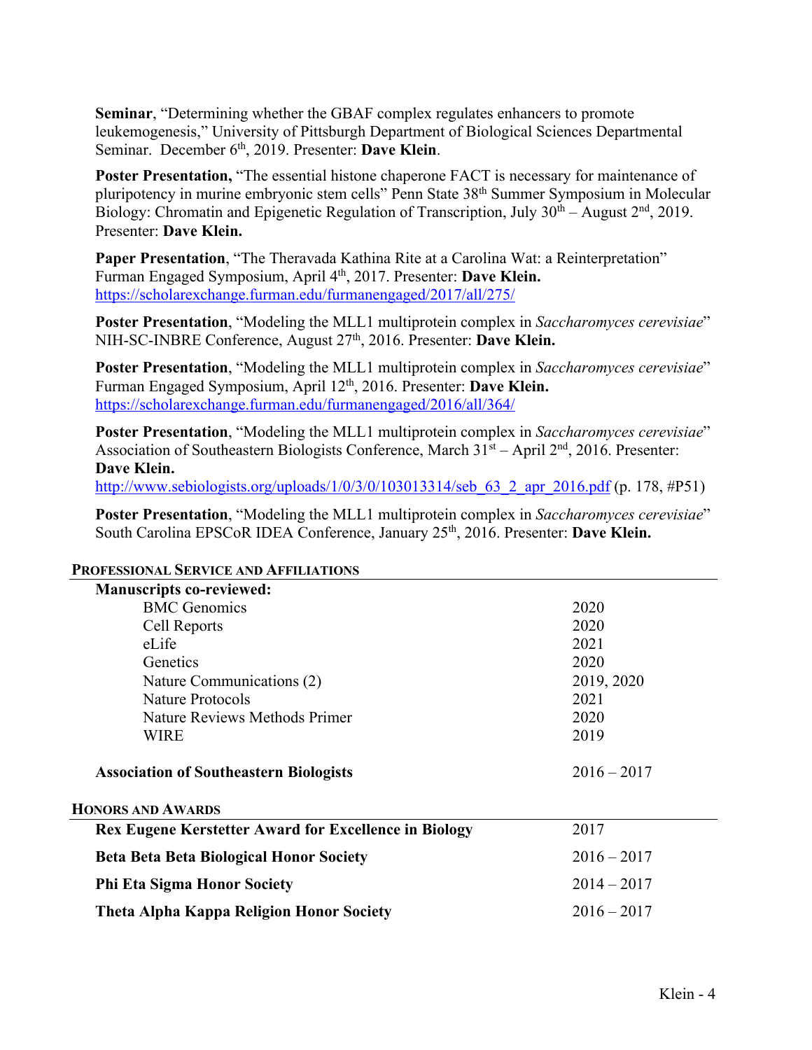**Seminar**, "Determining whether the GBAF complex regulates enhancers to promote leukemogenesis," University of Pittsburgh Department of Biological Sciences Departmental Seminar. December 6th, 2019. Presenter: **Dave Klein**.

**Poster Presentation,** "The essential histone chaperone FACT is necessary for maintenance of pluripotency in murine embryonic stem cells" Penn State 38th Summer Symposium in Molecular Biology: Chromatin and Epigenetic Regulation of Transcription, July 30th – August 2nd, 2019. Presenter: **Dave Klein.**

**Paper Presentation**, "The Theravada Kathina Rite at a Carolina Wat: a Reinterpretation" Furman Engaged Symposium, April 4th, 2017. Presenter: **Dave Klein.** https://scholarexchange.furman.edu/furmanengaged/2017/all/275/

**Poster Presentation**, "Modeling the MLL1 multiprotein complex in *Saccharomyces cerevisiae*" NIH-SC-INBRE Conference, August 27th, 2016. Presenter: **Dave Klein.**

**Poster Presentation**, "Modeling the MLL1 multiprotein complex in *Saccharomyces cerevisiae*" Furman Engaged Symposium, April 12th, 2016. Presenter: **Dave Klein.** https://scholarexchange.furman.edu/furmanengaged/2016/all/364/

**Poster Presentation**, "Modeling the MLL1 multiprotein complex in *Saccharomyces cerevisiae*" Association of Southeastern Biologists Conference, March 31st – April 2nd, 2016. Presenter: **Dave Klein.** http://www.sebiologists.org/uploads/1/0/3/0/103013314/seb_63_2_apr_2016.pdf (p. 178, #P51)

**Poster Presentation**, "Modeling the MLL1 multiprotein complex in *Saccharomyces cerevisiae*" South Carolina EPSCoR IDEA Conference, January 25th, 2016. Presenter: **Dave Klein.**

## PROFESSIONAL SERVICE AND AFFILIATIONS

**Manuscripts co-reviewed:**

| | |
|---|---|
| BMC Genomics | 2020 |
| Cell Reports | 2020 |
| eLife | 2021 |
| Genetics | 2020 |
| Nature Communications (2) | 2019, 2020 |
| Nature Protocols | 2021 |
| Nature Reviews Methods Primer | 2020 |
| WIRE | 2019 |

**Association of Southeastern Biologists** 2016 – 2017

## HONORS AND AWARDS

| | |
|---|---|
| **Rex Eugene Kerstetter Award for Excellence in Biology** | 2017 |
| **Beta Beta Beta Biological Honor Society** | 2016 – 2017 |
| **Phi Eta Sigma Honor Society** | 2014 – 2017 |
| **Theta Alpha Kappa Religion Honor Society** | 2016 – 2017 |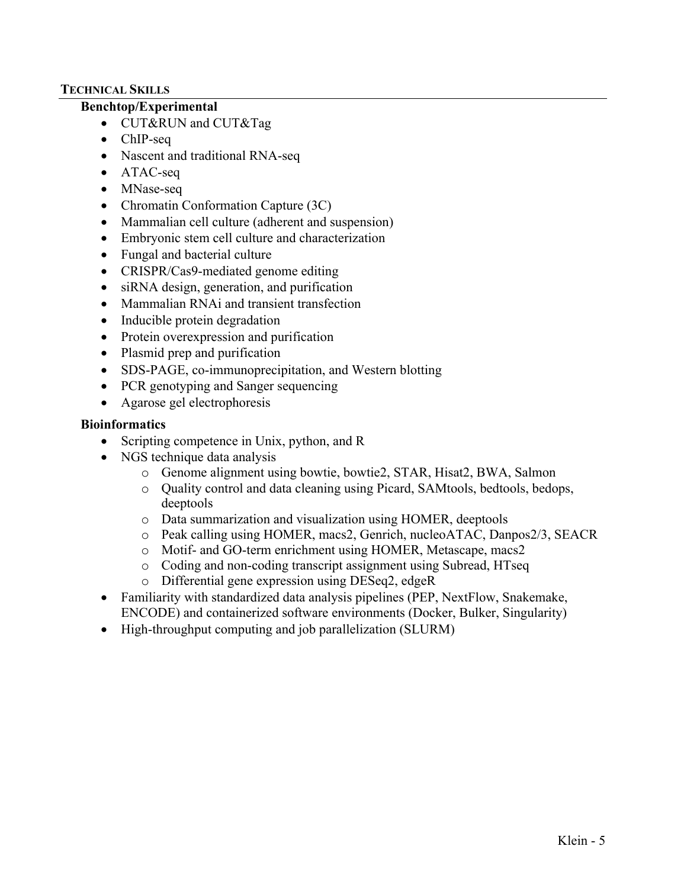## TECHNICAL SKILLS

### Benchtop/Experimental

- CUT&RUN and CUT&Tag
- ChIP-seq
- Nascent and traditional RNA-seq
- ATAC-seq
- MNase-seq
- Chromatin Conformation Capture (3C)
- Mammalian cell culture (adherent and suspension)
- Embryonic stem cell culture and characterization
- Fungal and bacterial culture
- CRISPR/Cas9-mediated genome editing
- siRNA design, generation, and purification
- Mammalian RNAi and transient transfection
- Inducible protein degradation
- Protein overexpression and purification
- Plasmid prep and purification
- SDS-PAGE, co-immunoprecipitation, and Western blotting
- PCR genotyping and Sanger sequencing
- Agarose gel electrophoresis

### Bioinformatics

- Scripting competence in Unix, python, and R
- NGS technique data analysis
    - Genome alignment using bowtie, bowtie2, STAR, Hisat2, BWA, Salmon
    - Quality control and data cleaning using Picard, SAMtools, bedtools, bedops, deeptools
    - Data summarization and visualization using HOMER, deeptools
    - Peak calling using HOMER, macs2, Genrich, nucleoATAC, Danpos2/3, SEACR
    - Motif- and GO-term enrichment using HOMER, Metascape, macs2
    - Coding and non-coding transcript assignment using Subread, HTseq
    - Differential gene expression using DESeq2, edgeR
- Familiarity with standardized data analysis pipelines (PEP, NextFlow, Snakemake, ENCODE) and containerized software environments (Docker, Bulker, Singularity)
- High-throughput computing and job parallelization (SLURM)